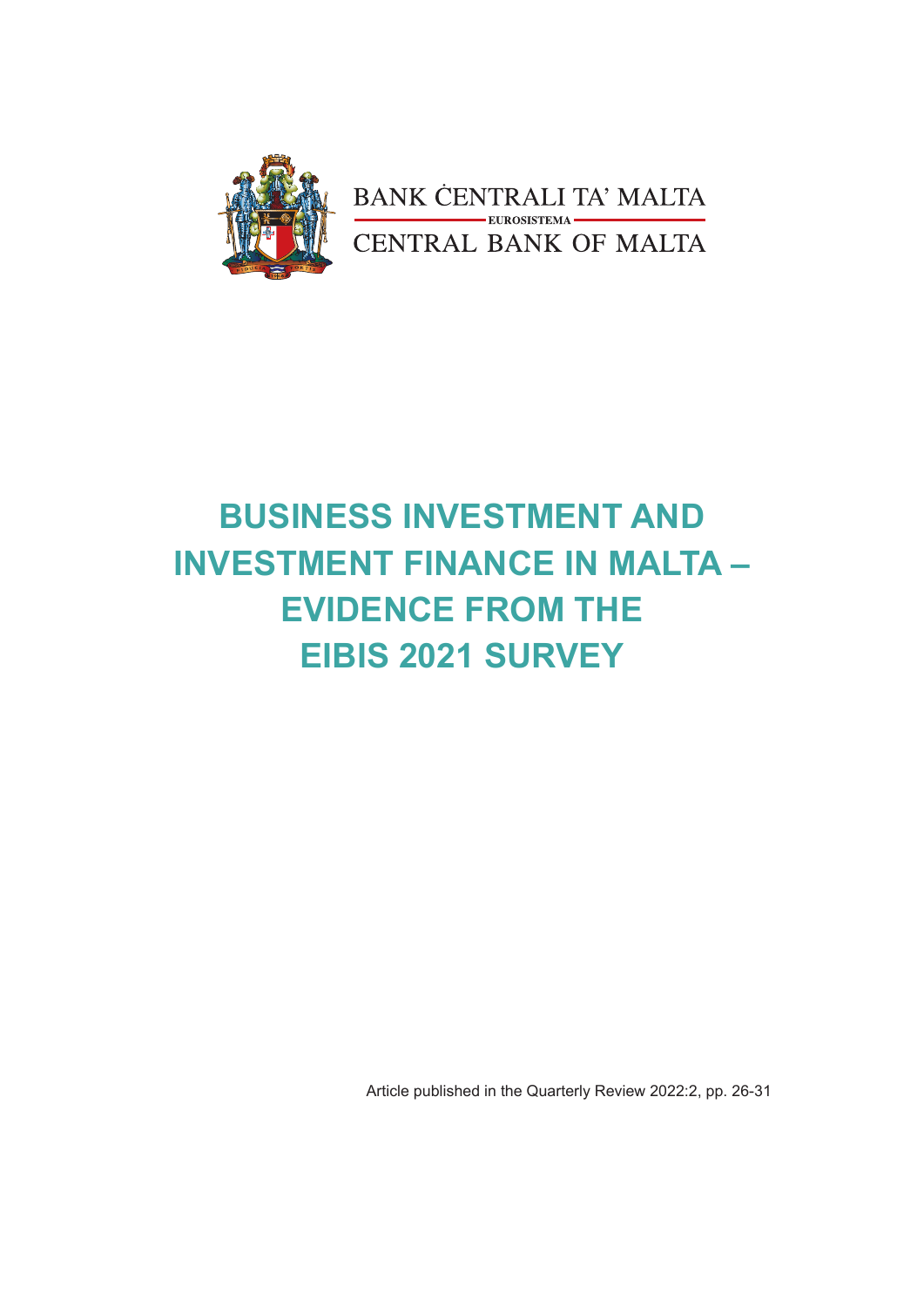BANK ĊENTRALI TA' MALTA

EUROSISTEMA

CENTRAL BANK OF MALTA

# BUSINESS INVESTMENT AND INVESTMENT FINANCE IN MALTA – EVIDENCE FROM THE EIBIS 2021 SURVEY

Article published in the Quarterly Review 2022:2, pp. 26-31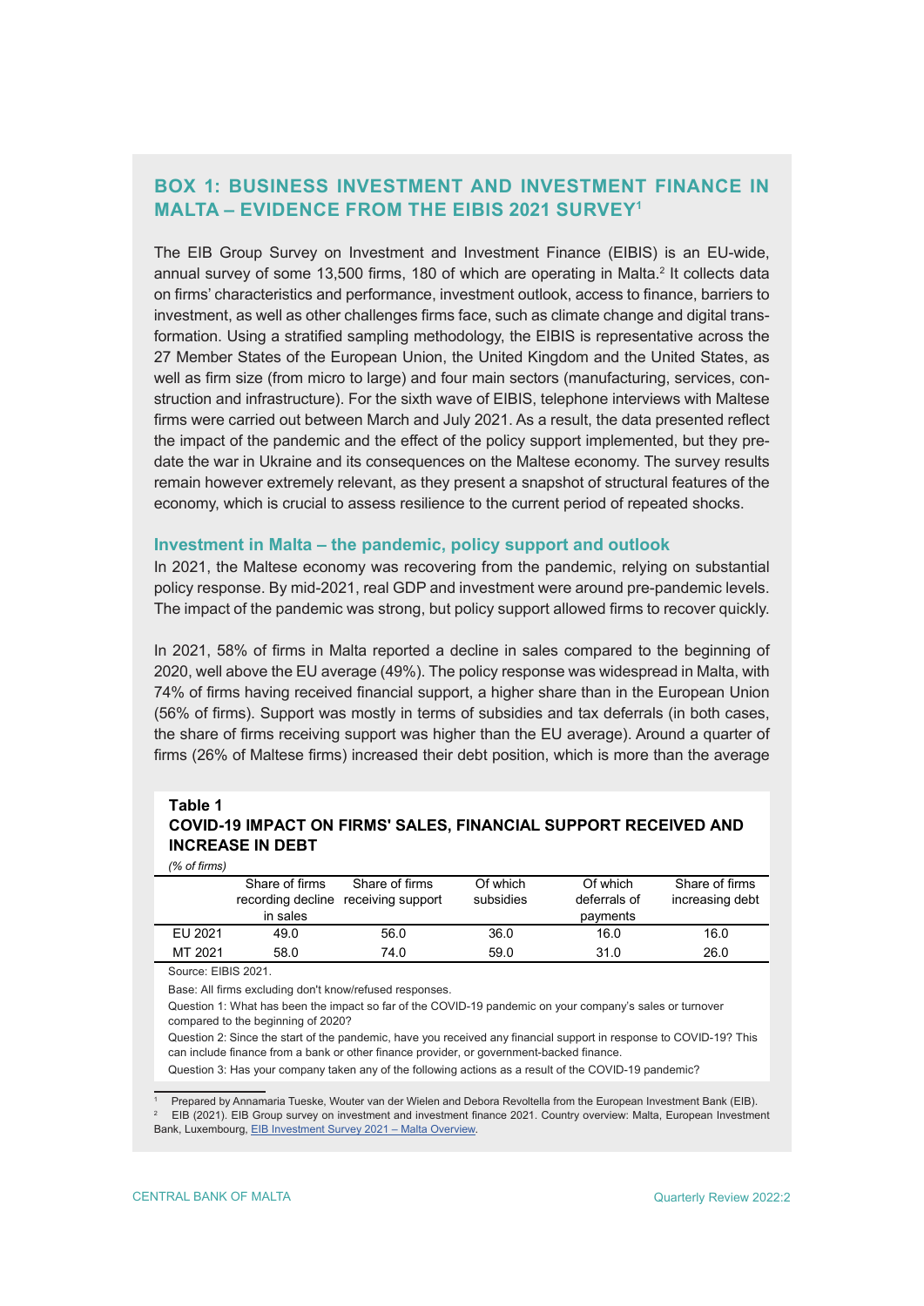## BOX 1: BUSINESS INVESTMENT AND INVESTMENT FINANCE IN MALTA – EVIDENCE FROM THE EIBIS 2021 SURVEY[1]

The EIB Group Survey on Investment and Investment Finance (EIBIS) is an EU-wide, annual survey of some 13,500 firms, 180 of which are operating in Malta.[2] It collects data on firms' characteristics and performance, investment outlook, access to finance, barriers to investment, as well as other challenges firms face, such as climate change and digital transformation. Using a stratified sampling methodology, the EIBIS is representative across the 27 Member States of the European Union, the United Kingdom and the United States, as well as firm size (from micro to large) and four main sectors (manufacturing, services, construction and infrastructure). For the sixth wave of EIBIS, telephone interviews with Maltese firms were carried out between March and July 2021. As a result, the data presented reflect the impact of the pandemic and the effect of the policy support implemented, but they predate the war in Ukraine and its consequences on the Maltese economy. The survey results remain however extremely relevant, as they present a snapshot of structural features of the economy, which is crucial to assess resilience to the current period of repeated shocks.

### Investment in Malta – the pandemic, policy support and outlook

In 2021, the Maltese economy was recovering from the pandemic, relying on substantial policy response. By mid-2021, real GDP and investment were around pre-pandemic levels. The impact of the pandemic was strong, but policy support allowed firms to recover quickly.

In 2021, 58% of firms in Malta reported a decline in sales compared to the beginning of 2020, well above the EU average (49%). The policy response was widespread in Malta, with 74% of firms having received financial support, a higher share than in the European Union (56% of firms). Support was mostly in terms of subsidies and tax deferrals (in both cases, the share of firms receiving support was higher than the EU average). Around a quarter of firms (26% of Maltese firms) increased their debt position, which is more than the average

**Table 1**
**COVID-19 IMPACT ON FIRMS' SALES, FINANCIAL SUPPORT RECEIVED AND INCREASE IN DEBT**
*(% of firms)*

| | Share of firms recording decline in sales | Share of firms receiving support | Of which subsidies | Of which deferrals of payments | Share of firms increasing debt |
|---|---|---|---|---|---|
| EU 2021 | 49.0 | 56.0 | 36.0 | 16.0 | 16.0 |
| MT 2021 | 58.0 | 74.0 | 59.0 | 31.0 | 26.0 |

Source: EIBIS 2021.

Base: All firms excluding don't know/refused responses.

Question 1: What has been the impact so far of the COVID-19 pandemic on your company's sales or turnover compared to the beginning of 2020?

Question 2: Since the start of the pandemic, have you received any financial support in response to COVID-19? This can include finance from a bank or other finance provider, or government-backed finance.

Question 3: Has your company taken any of the following actions as a result of the COVID-19 pandemic?

[1] Prepared by Annamaria Tueske, Wouter van der Wielen and Debora Revoltella from the European Investment Bank (EIB).

[2] EIB (2021). EIB Group survey on investment and investment finance 2021. Country overview: Malta, European Investment Bank, Luxembourg, EIB Investment Survey 2021 – Malta Overview.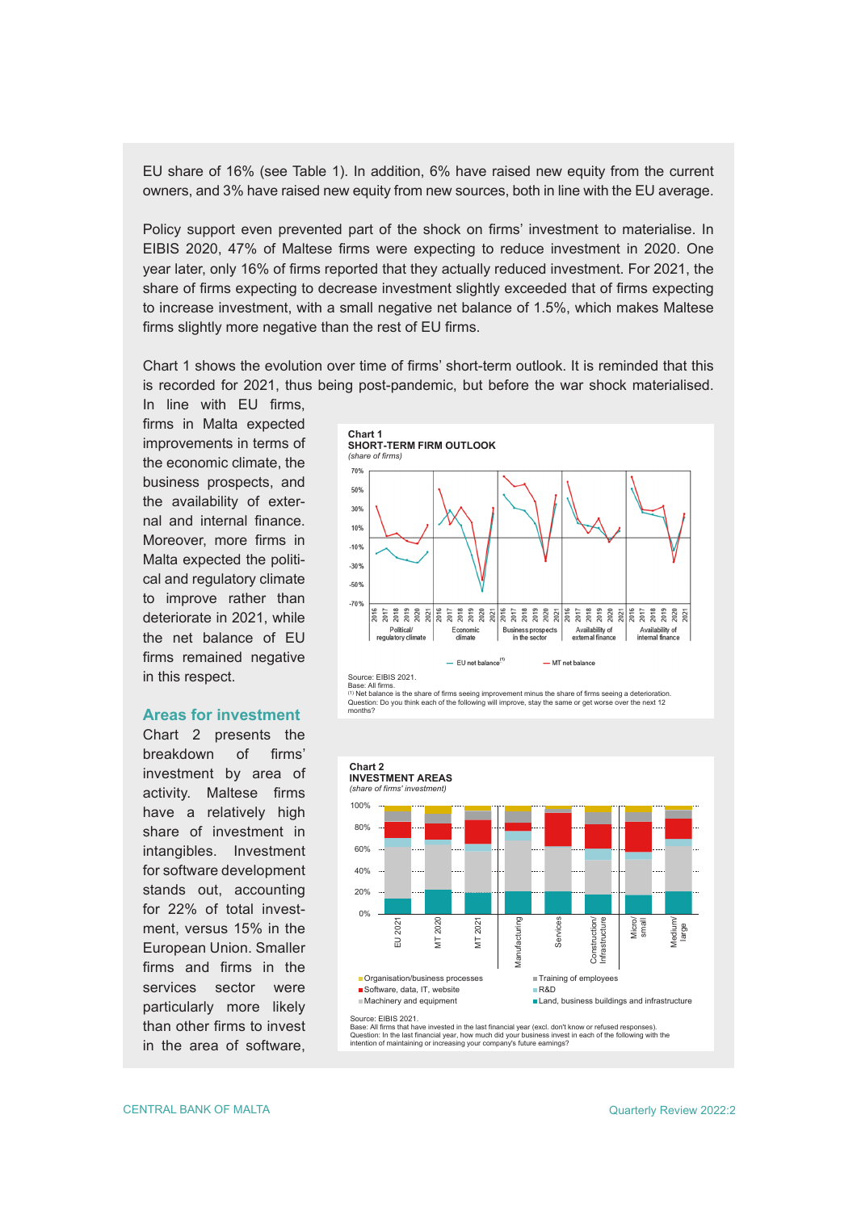EU share of 16% (see Table 1). In addition, 6% have raised new equity from the current owners, and 3% have raised new equity from new sources, both in line with the EU average.

Policy support even prevented part of the shock on firms' investment to materialise. In EIBIS 2020, 47% of Maltese firms were expecting to reduce investment in 2020. One year later, only 16% of firms reported that they actually reduced investment. For 2021, the share of firms expecting to decrease investment slightly exceeded that of firms expecting to increase investment, with a small negative net balance of 1.5%, which makes Maltese firms slightly more negative than the rest of EU firms.

Chart 1 shows the evolution over time of firms' short-term outlook. It is reminded that this is recorded for 2021, thus being post-pandemic, but before the war shock materialised. In line with EU firms, firms in Malta expected improvements in terms of the economic climate, the business prospects, and the availability of external and internal finance. Moreover, more firms in Malta expected the political and regulatory climate to improve rather than deteriorate in 2021, while the net balance of EU firms remained negative in this respect.

**Chart 1**
**SHORT-TERM FIRM OUTLOOK**
*(share of firms)*

Source: EIBIS 2021.
Base: All firms.
[1] Net balance is the share of firms seeing improvement minus the share of firms seeing a deterioration.
Question: Do you think each of the following will improve, stay the same or get worse over the next 12 months?

## Areas for investment

Chart 2 presents the breakdown of firms' investment by area of activity. Maltese firms have a relatively high share of investment in intangibles. Investment for software development stands out, accounting for 22% of total investment, versus 15% in the European Union. Smaller firms and firms in the services sector were particularly more likely than other firms to invest in the area of software,

**Chart 2**
**INVESTMENT AREAS**
*(share of firms' investment)*

Source: EIBIS 2021.
Base: All firms that have invested in the last financial year (excl. don't know or refused responses).
Question: In the last financial year, how much did your business invest in each of the following with the intention of maintaining or increasing your company's future earnings?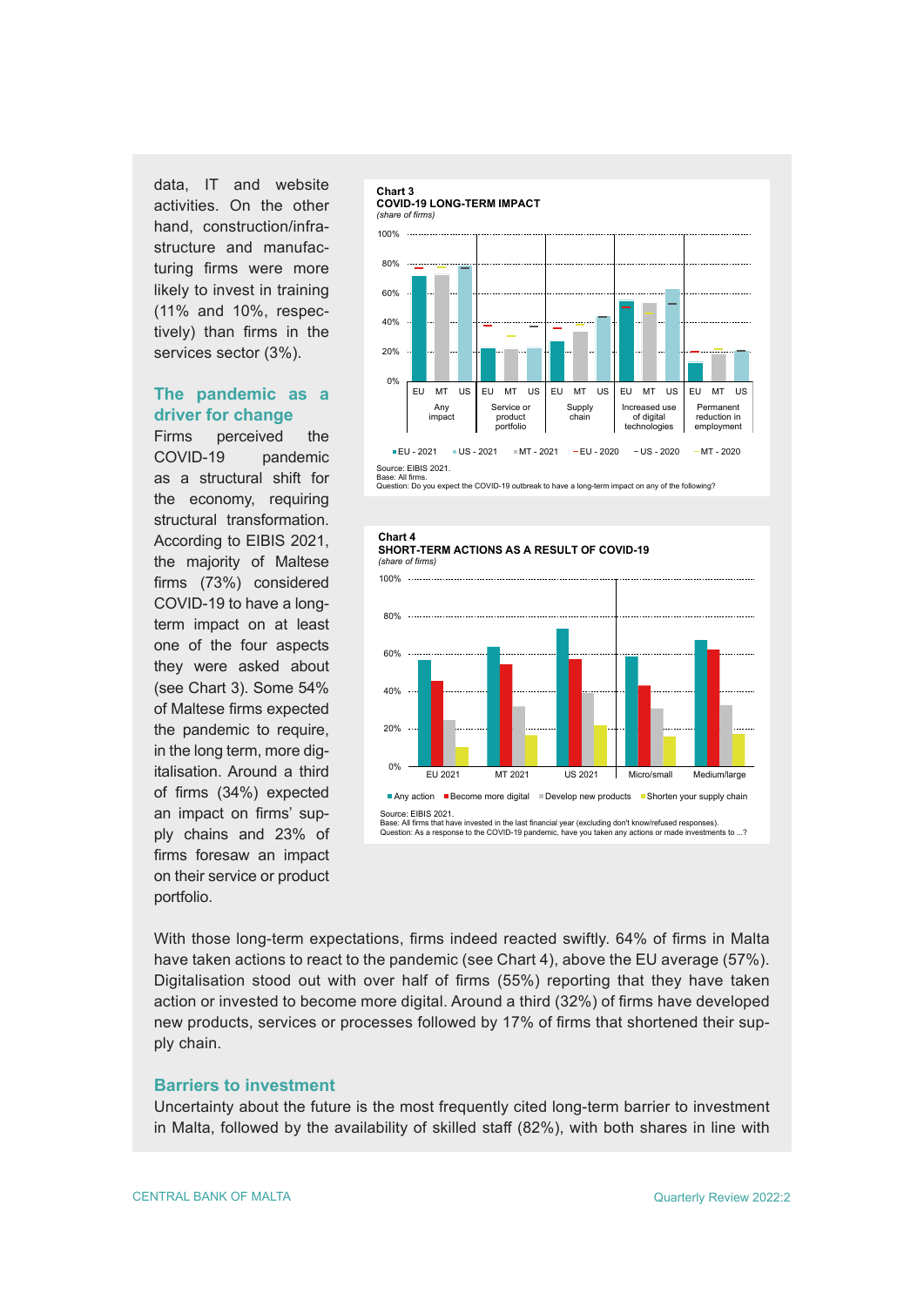data, IT and website activities. On the other hand, construction/infrastructure and manufacturing firms were more likely to invest in training (11% and 10%, respectively) than firms in the services sector (3%).

## The pandemic as a driver for change

Firms perceived the COVID-19 pandemic as a structural shift for the economy, requiring structural transformation. According to EIBIS 2021, the majority of Maltese firms (73%) considered COVID-19 to have a long-term impact on at least one of the four aspects they were asked about (see Chart 3). Some 54% of Maltese firms expected the pandemic to require, in the long term, more digitalisation. Around a third of firms (34%) expected an impact on firms' supply chains and 23% of firms foresaw an impact on their service or product portfolio.

**Chart 3**
**COVID-19 LONG-TERM IMPACT**
*(share of firms)*

Source: EIBIS 2021.
Base: All firms.
Question: Do you expect the COVID-19 outbreak to have a long-term impact on any of the following?

**Chart 4**
**SHORT-TERM ACTIONS AS A RESULT OF COVID-19**
*(share of firms)*

Source: EIBIS 2021.
Base: All firms that have invested in the last financial year (excluding don't know/refused responses).
Question: As a response to the COVID-19 pandemic, have you taken any actions or made investments to ...?

With those long-term expectations, firms indeed reacted swiftly. 64% of firms in Malta have taken actions to react to the pandemic (see Chart 4), above the EU average (57%). Digitalisation stood out with over half of firms (55%) reporting that they have taken action or invested to become more digital. Around a third (32%) of firms have developed new products, services or processes followed by 17% of firms that shortened their supply chain.

## Barriers to investment

Uncertainty about the future is the most frequently cited long-term barrier to investment in Malta, followed by the availability of skilled staff (82%), with both shares in line with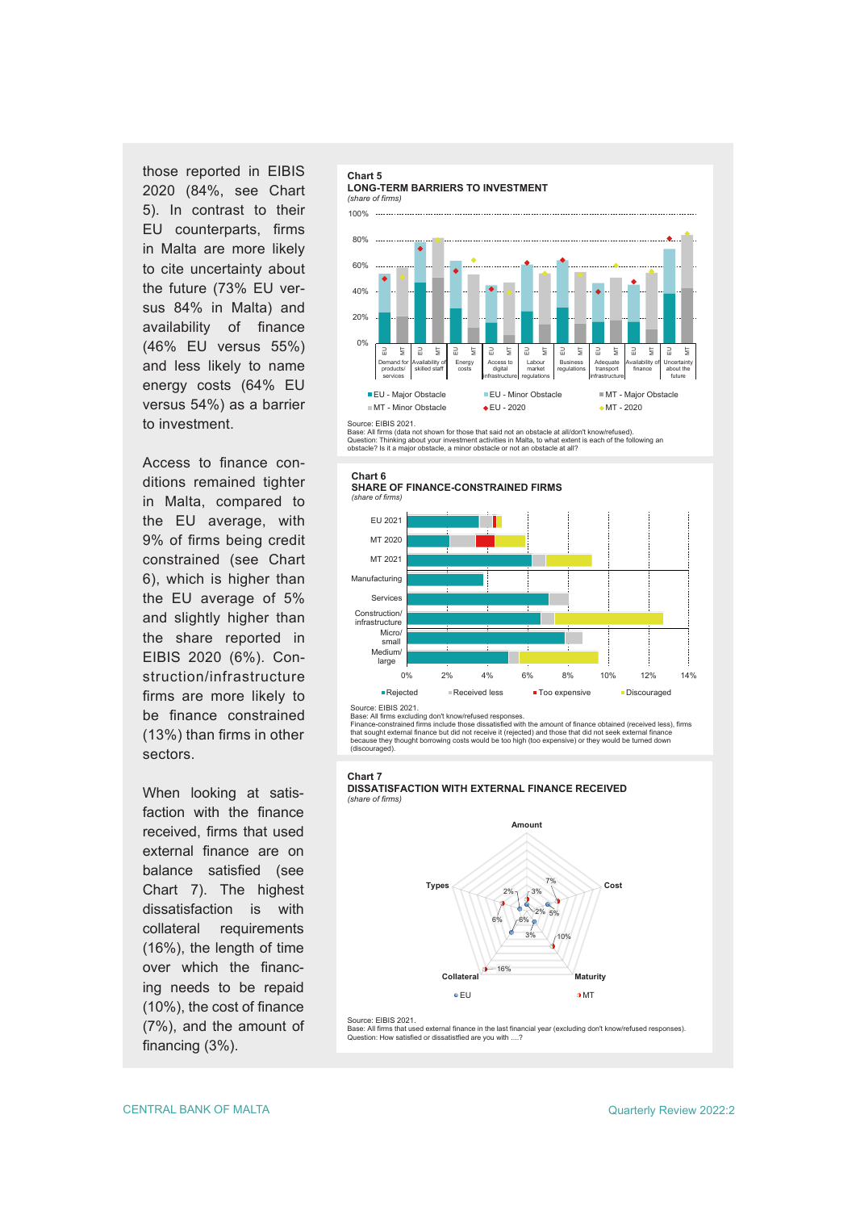those reported in EIBIS 2020 (84%, see Chart 5). In contrast to their EU counterparts, firms in Malta are more likely to cite uncertainty about the future (73% EU versus 84% in Malta) and availability of finance (46% EU versus 55%) and less likely to name energy costs (64% EU versus 54%) as a barrier to investment.

Access to finance conditions remained tighter in Malta, compared to the EU average, with 9% of firms being credit constrained (see Chart 6), which is higher than the EU average of 5% and slightly higher than the share reported in EIBIS 2020 (6%). Construction/infrastructure firms are more likely to be finance constrained (13%) than firms in other sectors.

When looking at satisfaction with the finance received, firms that used external finance are on balance satisfied (see Chart 7). The highest dissatisfaction is with collateral requirements (16%), the length of time over which the financing needs to be repaid (10%), the cost of finance (7%), and the amount of financing (3%).

**Chart 5**
**LONG-TERM BARRIERS TO INVESTMENT**
*(share of firms)*

Legend: EU - Major Obstacle; EU - Minor Obstacle; MT - Major Obstacle; MT - Minor Obstacle; EU - 2020; MT - 2020

Categories: Demand for products/services; Availability of skilled staff; Energy costs; Access to digital infrastructure; Labour market regulations; Business regulations; Adequate transport infrastructure; Availability of finance; Uncertainty about the future

Source: EIBIS 2021.
Base: All firms (data not shown for those that said not an obstacle at all/don't know/refused).
Question: Thinking about your investment activities in Malta, to what extent is each of the following an obstacle? Is it a major obstacle, a minor obstacle or not an obstacle at all?

**Chart 6**
**SHARE OF FINANCE-CONSTRAINED FIRMS**
*(share of firms)*

Legend: Rejected; Received less; Too expensive; Discouraged

Categories: EU 2021; MT 2020; MT 2021; Manufacturing; Services; Construction/infrastructure; Micro/small; Medium/large

Source: EIBIS 2021.
Base: All firms excluding don't know/refused responses.
Finance-constrained firms include those dissatisfied with the amount of finance obtained (received less), firms that sought external finance but did not receive it (rejected) and those that did not seek external finance because they thought borrowing costs would be too high (too expensive) or they would be turned down (discouraged).

**Chart 7**
**DISSATISFACTION WITH EXTERNAL FINANCE RECEIVED**
*(share of firms)*

| | EU | MT |
|---|---|---|
| Amount | 3% | 3% |
| Cost | 5% | 7% |
| Maturity | 3% | 10% |
| Collateral | 6% | 16% |
| Types | 2% | 2% |

Source: EIBIS 2021.
Base: All firms that used external finance in the last financial year (excluding don't know/refused responses).
Question: How satisfied or dissatisfied are you with ....?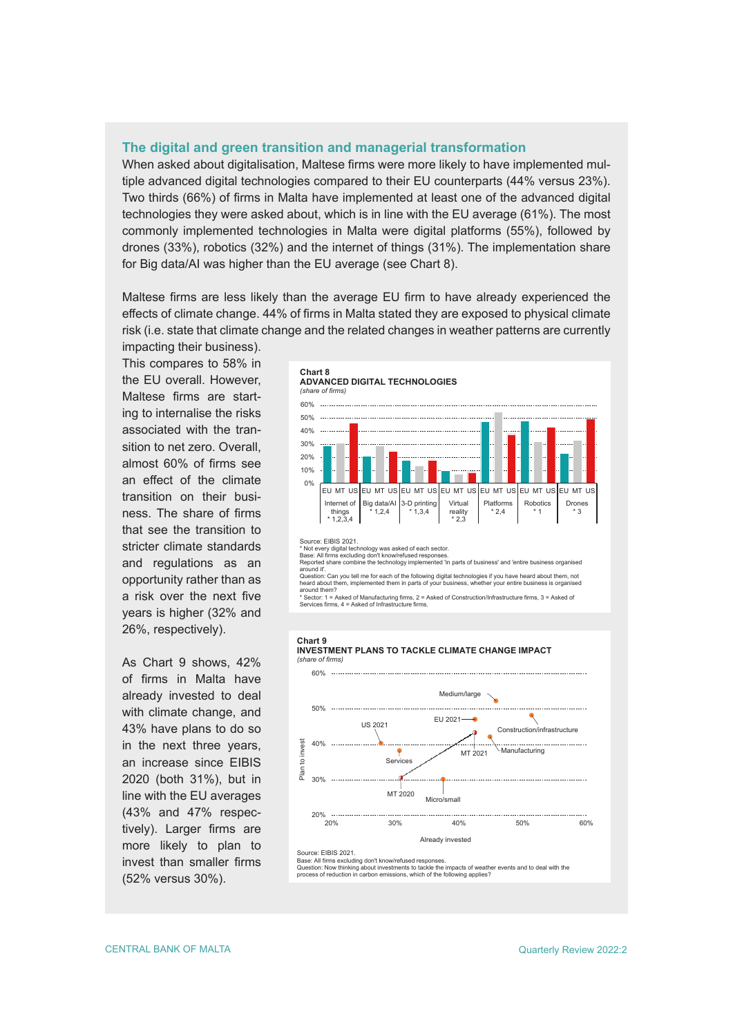### The digital and green transition and managerial transformation

When asked about digitalisation, Maltese firms were more likely to have implemented multiple advanced digital technologies compared to their EU counterparts (44% versus 23%). Two thirds (66%) of firms in Malta have implemented at least one of the advanced digital technologies they were asked about, which is in line with the EU average (61%). The most commonly implemented technologies in Malta were digital platforms (55%), followed by drones (33%), robotics (32%) and the internet of things (31%). The implementation share for Big data/AI was higher than the EU average (see Chart 8).

Maltese firms are less likely than the average EU firm to have already experienced the effects of climate change. 44% of firms in Malta stated they are exposed to physical climate risk (i.e. state that climate change and the related changes in weather patterns are currently impacting their business). This compares to 58% in the EU overall. However, Maltese firms are starting to internalise the risks associated with the transition to net zero. Overall, almost 60% of firms see an effect of the climate transition on their business. The share of firms that see the transition to stricter climate standards and regulations as an opportunity rather than as a risk over the next five years is higher (32% and 26%, respectively).

As Chart 9 shows, 42% of firms in Malta have already invested to deal with climate change, and 43% have plans to do so in the next three years, an increase since EIBIS 2020 (both 31%), but in line with the EU averages (43% and 47% respectively). Larger firms are more likely to plan to invest than smaller firms (52% versus 30%).

**Chart 8**
**ADVANCED DIGITAL TECHNOLOGIES**
*(share of firms)*

Categories (EU, MT, US): Internet of things * 1,2,3,4; Big data/AI * 1,2,4; 3-D printing * 1,3,4; Virtual reality * 2,3; Platforms * 2,4; Robotics * 1; Drones * 3

Source: EIBIS 2021.
\* Not every digital technology was asked of each sector.
Base: All firms excluding don't know/refused responses.
Reported share combine the technology implemented 'in parts of business' and 'entire business organised around it'.
Question: Can you tell me for each of the following digital technologies if you have heard about them, not heard about them, implemented them in parts of your business, whether your entire business is organised around them?
\* Sector: 1 = Asked of Manufacturing firms, 2 = Asked of Construction/Infrastructure firms, 3 = Asked of Services firms, 4 = Asked of Infrastructure firms.

**Chart 9**
**INVESTMENT PLANS TO TACKLE CLIMATE CHANGE IMPACT**
*(share of firms)*

(Scatter: x-axis "Already invested", y-axis "Plan to invest"; points: Medium/large, EU 2021, Construction/infrastructure, US 2021, MT 2021, Manufacturing, Services, MT 2020, Micro/small)

Source: EIBIS 2021.
Base: All firms excluding don't know/refused responses.
Question: Now thinking about investments to tackle the impacts of weather events and to deal with the process of reduction in carbon emissions, which of the following applies?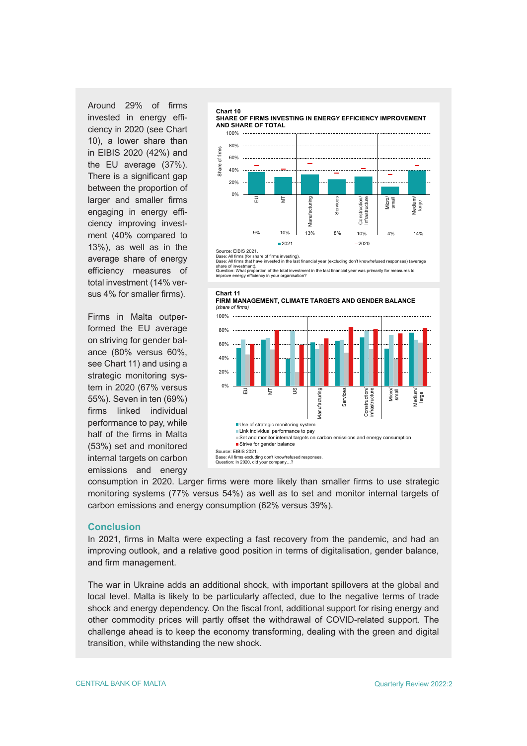Around 29% of firms invested in energy efficiency in 2020 (see Chart 10), a lower share than in EIBIS 2020 (42%) and the EU average (37%). There is a significant gap between the proportion of larger and smaller firms engaging in energy efficiency improving investment (40% compared to 13%), as well as in the average share of energy efficiency measures of total investment (14% versus 4% for smaller firms).

**Chart 10**
**SHARE OF FIRMS INVESTING IN ENERGY EFFICIENCY IMPROVEMENT AND SHARE OF TOTAL**

Share of firms

100%
80%
60%
40%
20%
0%

EU
MT
Manufacturing
Services
Construction/ Infrastructure
Micro/ small
Medium/ large

9%
10%
13%
8%
10%
4%
14%

2021
2020

Source: EIBIS 2021.
Base: All firms (for share of firms investing).
Base: All firms that have invested in the last financial year (excluding don't know/refused responses) (average share of investment).
Question: What proportion of the total investment in the last financial year was primarily for measures to improve energy efficiency in your organisation?

Firms in Malta outperformed the EU average on striving for gender balance (80% versus 60%, see Chart 11) and using a strategic monitoring system in 2020 (67% versus 55%). Seven in ten (69%) firms linked individual performance to pay, while half of the firms in Malta (53%) set and monitored internal targets on carbon emissions and energy consumption in 2020. Larger firms were more likely than smaller firms to use strategic monitoring systems (77% versus 54%) as well as to set and monitor internal targets of carbon emissions and energy consumption (62% versus 39%).

**Chart 11**
**FIRM MANAGEMENT, CLIMATE TARGETS AND GENDER BALANCE**
*(share of firms)*

100%
80%
60%
40%
20%
0%

EU
MT
US
Manufacturing
Services
Construction/ infrastructure
Micro/ small
Medium/ large

Use of strategic monitoring system
Link individual performance to pay
Set and monitor internal targets on carbon emissions and energy consumption
Strive for gender balance

Source: EIBIS 2021.
Base: All firms excluding don't know/refused responses.
Question: In 2020, did your company…?

## Conclusion

In 2021, firms in Malta were expecting a fast recovery from the pandemic, and had an improving outlook, and a relative good position in terms of digitalisation, gender balance, and firm management.

The war in Ukraine adds an additional shock, with important spillovers at the global and local level. Malta is likely to be particularly affected, due to the negative terms of trade shock and energy dependency. On the fiscal front, additional support for rising energy and other commodity prices will partly offset the withdrawal of COVID-related support. The challenge ahead is to keep the economy transforming, dealing with the green and digital transition, while withstanding the new shock.